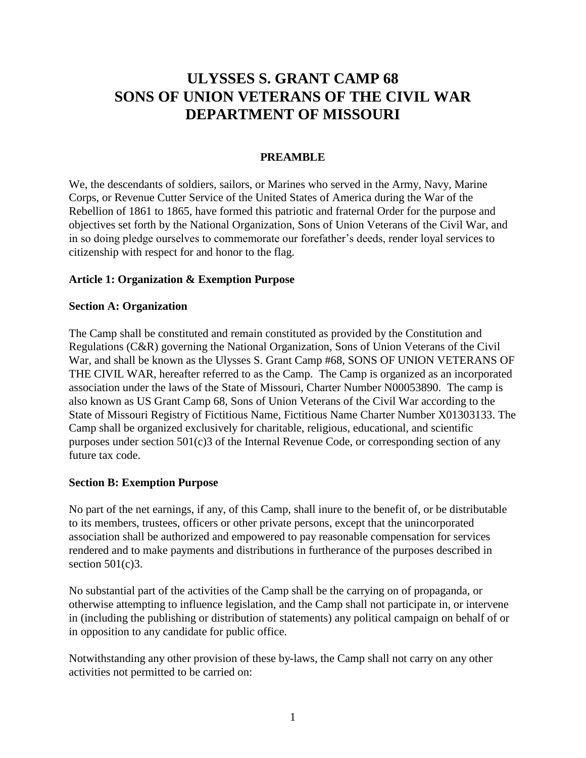# ULYSSES S. GRANT CAMP 68
# SONS OF UNION VETERANS OF THE CIVIL WAR
# DEPARTMENT OF MISSOURI

## PREAMBLE

We, the descendants of soldiers, sailors, or Marines who served in the Army, Navy, Marine Corps, or Revenue Cutter Service of the United States of America during the War of the Rebellion of 1861 to 1865, have formed this patriotic and fraternal Order for the purpose and objectives set forth by the National Organization, Sons of Union Veterans of the Civil War, and in so doing pledge ourselves to commemorate our forefather's deeds, render loyal services to citizenship with respect for and honor to the flag.

### Article 1: Organization & Exemption Purpose

#### Section A: Organization

The Camp shall be constituted and remain constituted as provided by the Constitution and Regulations (C&R) governing the National Organization, Sons of Union Veterans of the Civil War, and shall be known as the Ulysses S. Grant Camp #68, SONS OF UNION VETERANS OF THE CIVIL WAR, hereafter referred to as the Camp. The Camp is organized as an incorporated association under the laws of the State of Missouri, Charter Number N00053890. The camp is also known as US Grant Camp 68, Sons of Union Veterans of the Civil War according to the State of Missouri Registry of Fictitious Name, Fictitious Name Charter Number X01303133. The Camp shall be organized exclusively for charitable, religious, educational, and scientific purposes under section 501(c)3 of the Internal Revenue Code, or corresponding section of any future tax code.

#### Section B: Exemption Purpose

No part of the net earnings, if any, of this Camp, shall inure to the benefit of, or be distributable to its members, trustees, officers or other private persons, except that the unincorporated association shall be authorized and empowered to pay reasonable compensation for services rendered and to make payments and distributions in furtherance of the purposes described in section 501(c)3.

No substantial part of the activities of the Camp shall be the carrying on of propaganda, or otherwise attempting to influence legislation, and the Camp shall not participate in, or intervene in (including the publishing or distribution of statements) any political campaign on behalf of or in opposition to any candidate for public office.

Notwithstanding any other provision of these by-laws, the Camp shall not carry on any other activities not permitted to be carried on: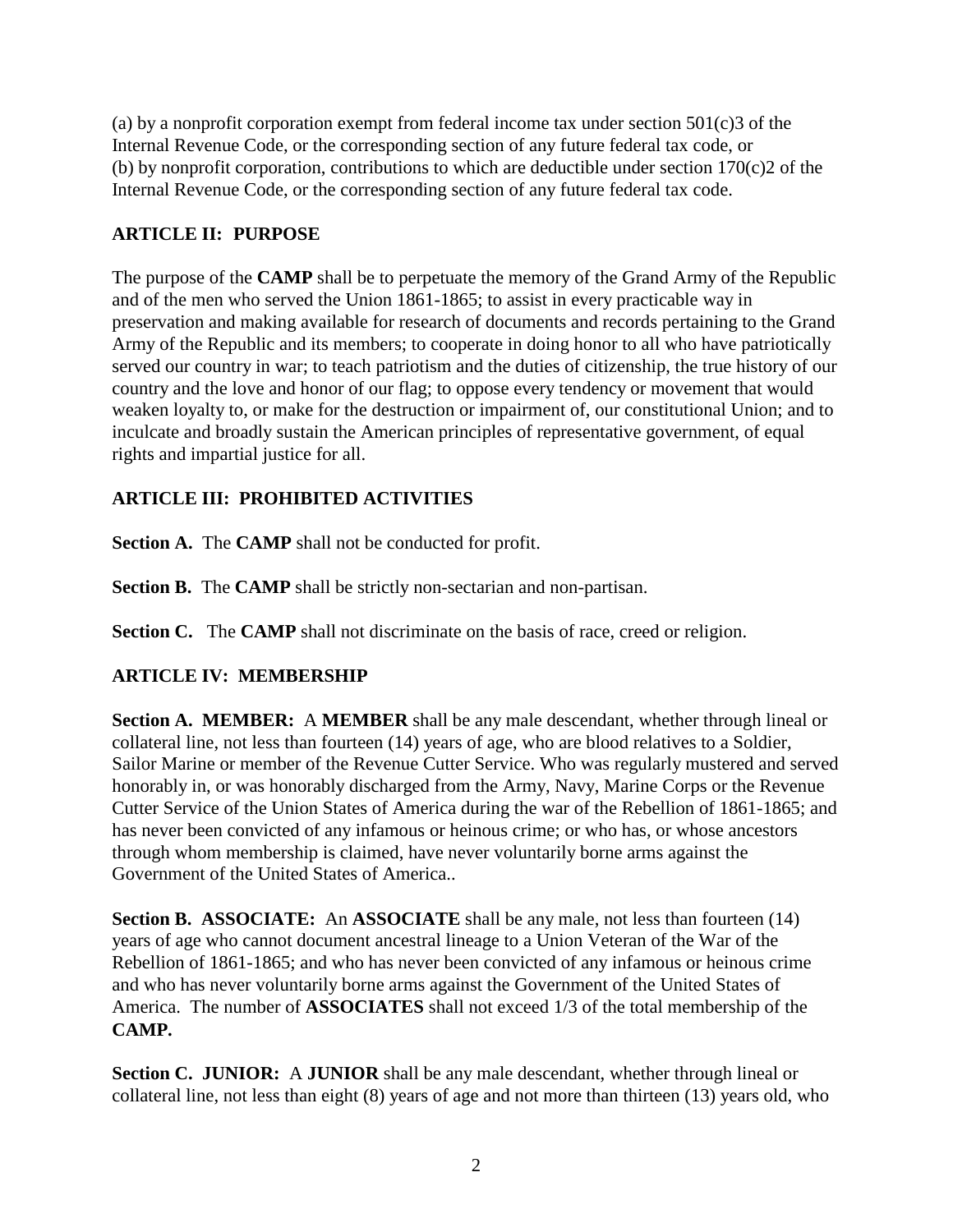(a) by a nonprofit corporation exempt from federal income tax under section 501(c)3 of the Internal Revenue Code, or the corresponding section of any future federal tax code, or
(b) by nonprofit corporation, contributions to which are deductible under section 170(c)2 of the Internal Revenue Code, or the corresponding section of any future federal tax code.

## ARTICLE II: PURPOSE

The purpose of the **CAMP** shall be to perpetuate the memory of the Grand Army of the Republic and of the men who served the Union 1861-1865; to assist in every practicable way in preservation and making available for research of documents and records pertaining to the Grand Army of the Republic and its members; to cooperate in doing honor to all who have patriotically served our country in war; to teach patriotism and the duties of citizenship, the true history of our country and the love and honor of our flag; to oppose every tendency or movement that would weaken loyalty to, or make for the destruction or impairment of, our constitutional Union; and to inculcate and broadly sustain the American principles of representative government, of equal rights and impartial justice for all.

## ARTICLE III: PROHIBITED ACTIVITIES

**Section A.** The **CAMP** shall not be conducted for profit.

**Section B.** The **CAMP** shall be strictly non-sectarian and non-partisan.

**Section C.** The **CAMP** shall not discriminate on the basis of race, creed or religion.

## ARTICLE IV: MEMBERSHIP

**Section A. MEMBER:** A **MEMBER** shall be any male descendant, whether through lineal or collateral line, not less than fourteen (14) years of age, who are blood relatives to a Soldier, Sailor Marine or member of the Revenue Cutter Service. Who was regularly mustered and served honorably in, or was honorably discharged from the Army, Navy, Marine Corps or the Revenue Cutter Service of the Union States of America during the war of the Rebellion of 1861-1865; and has never been convicted of any infamous or heinous crime; or who has, or whose ancestors through whom membership is claimed, have never voluntarily borne arms against the Government of the United States of America..

**Section B. ASSOCIATE:** An **ASSOCIATE** shall be any male, not less than fourteen (14) years of age who cannot document ancestral lineage to a Union Veteran of the War of the Rebellion of 1861-1865; and who has never been convicted of any infamous or heinous crime and who has never voluntarily borne arms against the Government of the United States of America. The number of **ASSOCIATES** shall not exceed 1/3 of the total membership of the **CAMP.**

**Section C. JUNIOR:** A **JUNIOR** shall be any male descendant, whether through lineal or collateral line, not less than eight (8) years of age and not more than thirteen (13) years old, who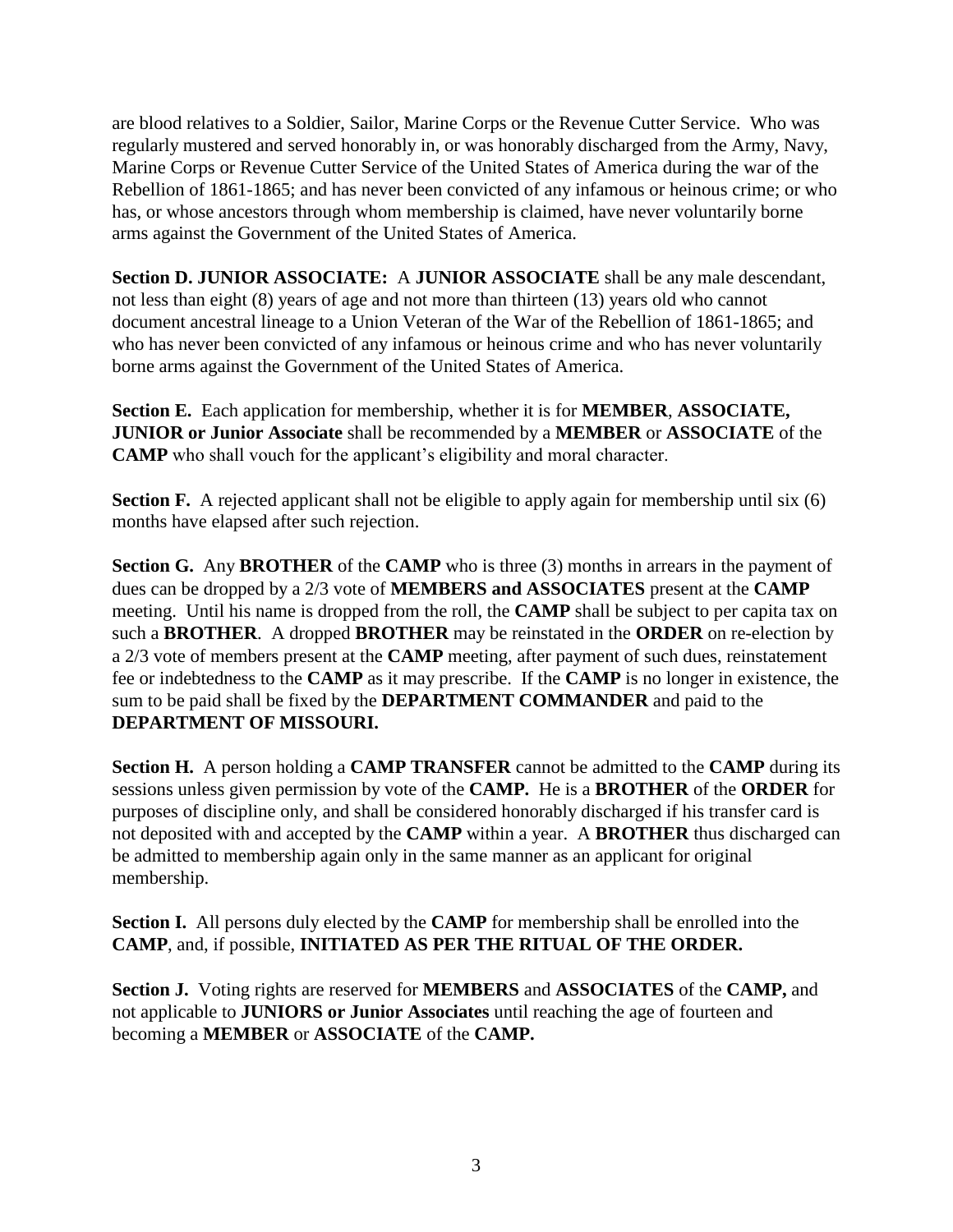are blood relatives to a Soldier, Sailor, Marine Corps or the Revenue Cutter Service. Who was regularly mustered and served honorably in, or was honorably discharged from the Army, Navy, Marine Corps or Revenue Cutter Service of the United States of America during the war of the Rebellion of 1861-1865; and has never been convicted of any infamous or heinous crime; or who has, or whose ancestors through whom membership is claimed, have never voluntarily borne arms against the Government of the United States of America.

**Section D. JUNIOR ASSOCIATE:** A **JUNIOR ASSOCIATE** shall be any male descendant, not less than eight (8) years of age and not more than thirteen (13) years old who cannot document ancestral lineage to a Union Veteran of the War of the Rebellion of 1861-1865; and who has never been convicted of any infamous or heinous crime and who has never voluntarily borne arms against the Government of the United States of America.

**Section E.** Each application for membership, whether it is for **MEMBER**, **ASSOCIATE, JUNIOR or Junior Associate** shall be recommended by a **MEMBER** or **ASSOCIATE** of the **CAMP** who shall vouch for the applicant's eligibility and moral character.

**Section F.** A rejected applicant shall not be eligible to apply again for membership until six (6) months have elapsed after such rejection.

**Section G.** Any **BROTHER** of the **CAMP** who is three (3) months in arrears in the payment of dues can be dropped by a 2/3 vote of **MEMBERS and ASSOCIATES** present at the **CAMP** meeting. Until his name is dropped from the roll, the **CAMP** shall be subject to per capita tax on such a **BROTHER**. A dropped **BROTHER** may be reinstated in the **ORDER** on re-election by a 2/3 vote of members present at the **CAMP** meeting, after payment of such dues, reinstatement fee or indebtedness to the **CAMP** as it may prescribe. If the **CAMP** is no longer in existence, the sum to be paid shall be fixed by the **DEPARTMENT COMMANDER** and paid to the **DEPARTMENT OF MISSOURI.**

**Section H.** A person holding a **CAMP TRANSFER** cannot be admitted to the **CAMP** during its sessions unless given permission by vote of the **CAMP.** He is a **BROTHER** of the **ORDER** for purposes of discipline only, and shall be considered honorably discharged if his transfer card is not deposited with and accepted by the **CAMP** within a year. A **BROTHER** thus discharged can be admitted to membership again only in the same manner as an applicant for original membership.

**Section I.** All persons duly elected by the **CAMP** for membership shall be enrolled into the **CAMP**, and, if possible, **INITIATED AS PER THE RITUAL OF THE ORDER.**

**Section J.** Voting rights are reserved for **MEMBERS** and **ASSOCIATES** of the **CAMP,** and not applicable to **JUNIORS or Junior Associates** until reaching the age of fourteen and becoming a **MEMBER** or **ASSOCIATE** of the **CAMP.**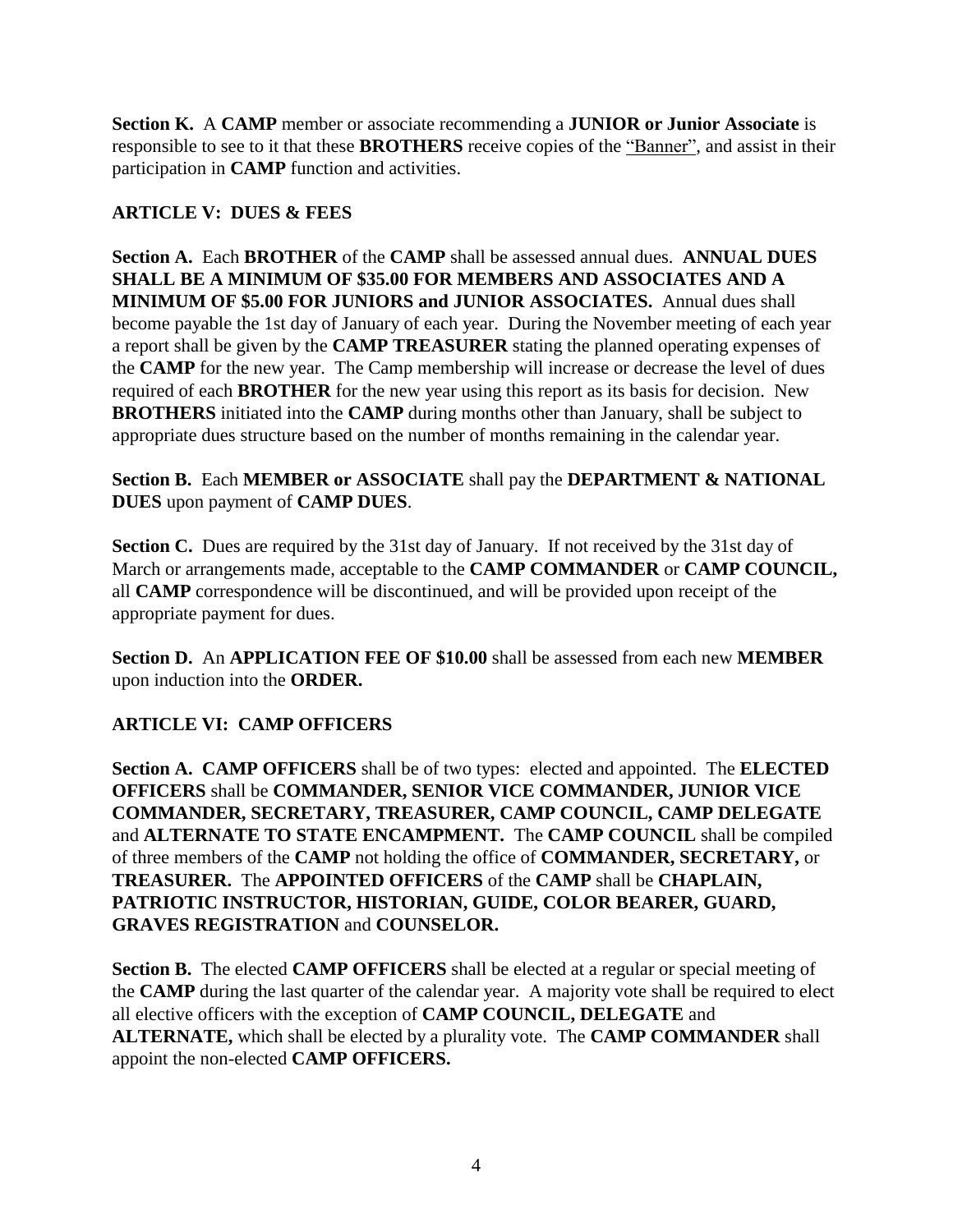**Section K.** A **CAMP** member or associate recommending a **JUNIOR or Junior Associate** is responsible to see to it that these **BROTHERS** receive copies of the "Banner", and assist in their participation in **CAMP** function and activities.

## ARTICLE V: DUES & FEES

**Section A.** Each **BROTHER** of the **CAMP** shall be assessed annual dues. **ANNUAL DUES SHALL BE A MINIMUM OF $35.00 FOR MEMBERS AND ASSOCIATES AND A MINIMUM OF $5.00 FOR JUNIORS and JUNIOR ASSOCIATES.** Annual dues shall become payable the 1st day of January of each year. During the November meeting of each year a report shall be given by the **CAMP TREASURER** stating the planned operating expenses of the **CAMP** for the new year. The Camp membership will increase or decrease the level of dues required of each **BROTHER** for the new year using this report as its basis for decision. New **BROTHERS** initiated into the **CAMP** during months other than January, shall be subject to appropriate dues structure based on the number of months remaining in the calendar year.

**Section B.** Each **MEMBER or ASSOCIATE** shall pay the **DEPARTMENT & NATIONAL DUES** upon payment of **CAMP DUES**.

**Section C.** Dues are required by the 31st day of January. If not received by the 31st day of March or arrangements made, acceptable to the **CAMP COMMANDER** or **CAMP COUNCIL,** all **CAMP** correspondence will be discontinued, and will be provided upon receipt of the appropriate payment for dues.

**Section D.** An **APPLICATION FEE OF $10.00** shall be assessed from each new **MEMBER** upon induction into the **ORDER.**

## ARTICLE VI: CAMP OFFICERS

**Section A. CAMP OFFICERS** shall be of two types: elected and appointed. The **ELECTED OFFICERS** shall be **COMMANDER, SENIOR VICE COMMANDER, JUNIOR VICE COMMANDER, SECRETARY, TREASURER, CAMP COUNCIL, CAMP DELEGATE** and **ALTERNATE TO STATE ENCAMPMENT.** The **CAMP COUNCIL** shall be compiled of three members of the **CAMP** not holding the office of **COMMANDER, SECRETARY,** or **TREASURER.** The **APPOINTED OFFICERS** of the **CAMP** shall be **CHAPLAIN, PATRIOTIC INSTRUCTOR, HISTORIAN, GUIDE, COLOR BEARER, GUARD, GRAVES REGISTRATION** and **COUNSELOR.**

**Section B.** The elected **CAMP OFFICERS** shall be elected at a regular or special meeting of the **CAMP** during the last quarter of the calendar year. A majority vote shall be required to elect all elective officers with the exception of **CAMP COUNCIL, DELEGATE** and **ALTERNATE,** which shall be elected by a plurality vote. The **CAMP COMMANDER** shall appoint the non-elected **CAMP OFFICERS.**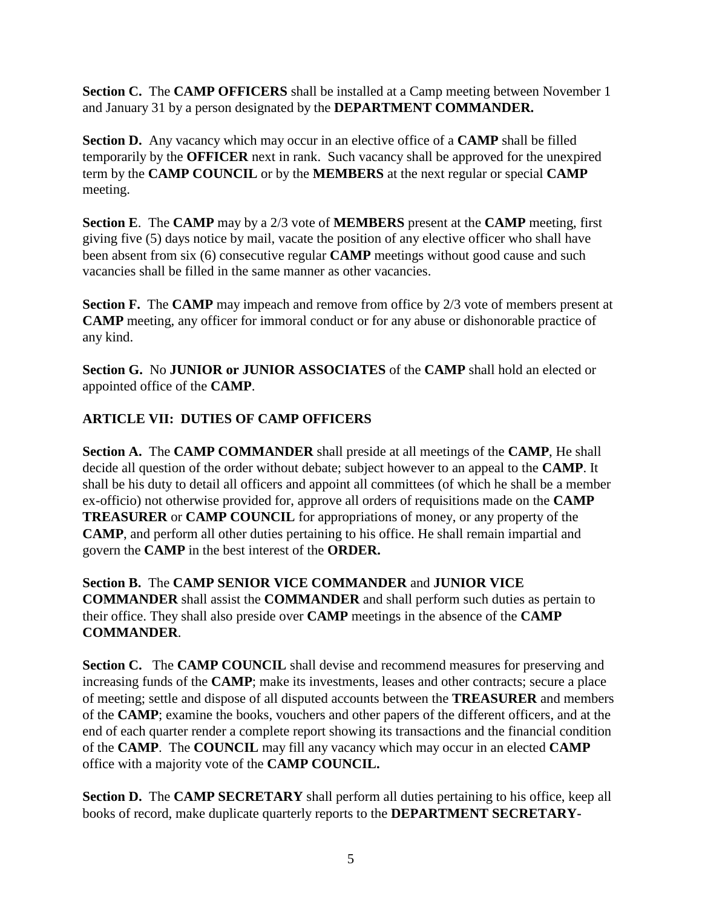**Section C.** The **CAMP OFFICERS** shall be installed at a Camp meeting between November 1 and January 31 by a person designated by the **DEPARTMENT COMMANDER.**

**Section D.** Any vacancy which may occur in an elective office of a **CAMP** shall be filled temporarily by the **OFFICER** next in rank. Such vacancy shall be approved for the unexpired term by the **CAMP COUNCIL** or by the **MEMBERS** at the next regular or special **CAMP** meeting.

**Section E**. The **CAMP** may by a 2/3 vote of **MEMBERS** present at the **CAMP** meeting, first giving five (5) days notice by mail, vacate the position of any elective officer who shall have been absent from six (6) consecutive regular **CAMP** meetings without good cause and such vacancies shall be filled in the same manner as other vacancies.

**Section F.** The **CAMP** may impeach and remove from office by 2/3 vote of members present at **CAMP** meeting, any officer for immoral conduct or for any abuse or dishonorable practice of any kind.

**Section G.** No **JUNIOR or JUNIOR ASSOCIATES** of the **CAMP** shall hold an elected or appointed office of the **CAMP**.

## ARTICLE VII: DUTIES OF CAMP OFFICERS

**Section A.** The **CAMP COMMANDER** shall preside at all meetings of the **CAMP**, He shall decide all question of the order without debate; subject however to an appeal to the **CAMP**. It shall be his duty to detail all officers and appoint all committees (of which he shall be a member ex-officio) not otherwise provided for, approve all orders of requisitions made on the **CAMP TREASURER** or **CAMP COUNCIL** for appropriations of money, or any property of the **CAMP**, and perform all other duties pertaining to his office. He shall remain impartial and govern the **CAMP** in the best interest of the **ORDER.**

**Section B.** The **CAMP SENIOR VICE COMMANDER** and **JUNIOR VICE COMMANDER** shall assist the **COMMANDER** and shall perform such duties as pertain to their office. They shall also preside over **CAMP** meetings in the absence of the **CAMP COMMANDER**.

**Section C.** The **CAMP COUNCIL** shall devise and recommend measures for preserving and increasing funds of the **CAMP**; make its investments, leases and other contracts; secure a place of meeting; settle and dispose of all disputed accounts between the **TREASURER** and members of the **CAMP**; examine the books, vouchers and other papers of the different officers, and at the end of each quarter render a complete report showing its transactions and the financial condition of the **CAMP**. The **COUNCIL** may fill any vacancy which may occur in an elected **CAMP** office with a majority vote of the **CAMP COUNCIL.**

**Section D.** The **CAMP SECRETARY** shall perform all duties pertaining to his office, keep all books of record, make duplicate quarterly reports to the **DEPARTMENT SECRETARY-**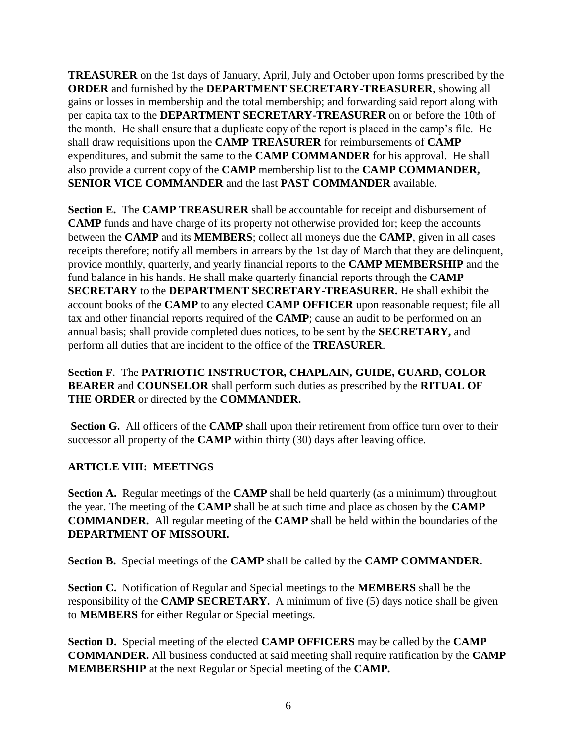**TREASURER** on the 1st days of January, April, July and October upon forms prescribed by the **ORDER** and furnished by the **DEPARTMENT SECRETARY-TREASURER**, showing all gains or losses in membership and the total membership; and forwarding said report along with per capita tax to the **DEPARTMENT SECRETARY-TREASURER** on or before the 10th of the month. He shall ensure that a duplicate copy of the report is placed in the camp's file. He shall draw requisitions upon the **CAMP TREASURER** for reimbursements of **CAMP** expenditures, and submit the same to the **CAMP COMMANDER** for his approval. He shall also provide a current copy of the **CAMP** membership list to the **CAMP COMMANDER, SENIOR VICE COMMANDER** and the last **PAST COMMANDER** available.

**Section E.** The **CAMP TREASURER** shall be accountable for receipt and disbursement of **CAMP** funds and have charge of its property not otherwise provided for; keep the accounts between the **CAMP** and its **MEMBERS**; collect all moneys due the **CAMP**, given in all cases receipts therefore; notify all members in arrears by the 1st day of March that they are delinquent, provide monthly, quarterly, and yearly financial reports to the **CAMP MEMBERSHIP** and the fund balance in his hands. He shall make quarterly financial reports through the **CAMP SECRETARY** to the **DEPARTMENT SECRETARY-TREASURER.** He shall exhibit the account books of the **CAMP** to any elected **CAMP OFFICER** upon reasonable request; file all tax and other financial reports required of the **CAMP**; cause an audit to be performed on an annual basis; shall provide completed dues notices, to be sent by the **SECRETARY,** and perform all duties that are incident to the office of the **TREASURER**.

**Section F**. The **PATRIOTIC INSTRUCTOR, CHAPLAIN, GUIDE, GUARD, COLOR BEARER** and **COUNSELOR** shall perform such duties as prescribed by the **RITUAL OF THE ORDER** or directed by the **COMMANDER.**

**Section G.** All officers of the **CAMP** shall upon their retirement from office turn over to their successor all property of the **CAMP** within thirty (30) days after leaving office.

## ARTICLE VIII: MEETINGS

**Section A.** Regular meetings of the **CAMP** shall be held quarterly (as a minimum) throughout the year. The meeting of the **CAMP** shall be at such time and place as chosen by the **CAMP COMMANDER.** All regular meeting of the **CAMP** shall be held within the boundaries of the **DEPARTMENT OF MISSOURI.**

**Section B.** Special meetings of the **CAMP** shall be called by the **CAMP COMMANDER.**

**Section C.** Notification of Regular and Special meetings to the **MEMBERS** shall be the responsibility of the **CAMP SECRETARY.** A minimum of five (5) days notice shall be given to **MEMBERS** for either Regular or Special meetings.

**Section D.** Special meeting of the elected **CAMP OFFICERS** may be called by the **CAMP COMMANDER.** All business conducted at said meeting shall require ratification by the **CAMP MEMBERSHIP** at the next Regular or Special meeting of the **CAMP.**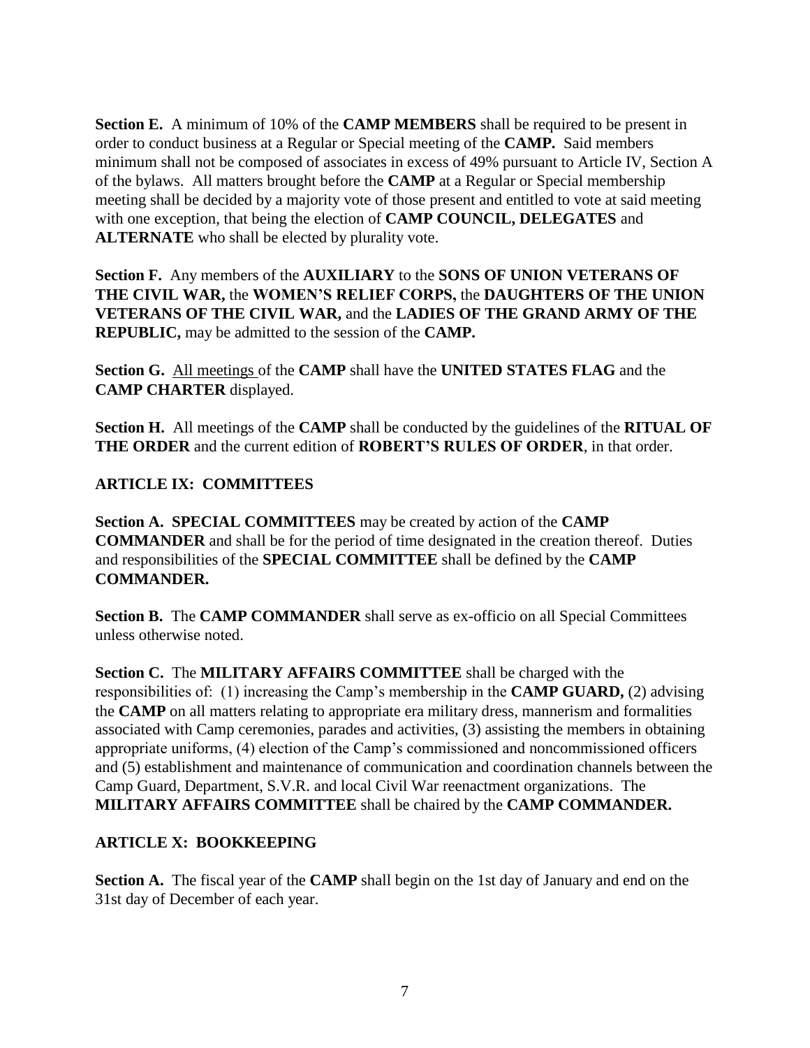**Section E.** A minimum of 10% of the **CAMP MEMBERS** shall be required to be present in order to conduct business at a Regular or Special meeting of the **CAMP.** Said members minimum shall not be composed of associates in excess of 49% pursuant to Article IV, Section A of the bylaws. All matters brought before the **CAMP** at a Regular or Special membership meeting shall be decided by a majority vote of those present and entitled to vote at said meeting with one exception, that being the election of **CAMP COUNCIL, DELEGATES** and **ALTERNATE** who shall be elected by plurality vote.

**Section F.** Any members of the **AUXILIARY** to the **SONS OF UNION VETERANS OF THE CIVIL WAR,** the **WOMEN'S RELIEF CORPS,** the **DAUGHTERS OF THE UNION VETERANS OF THE CIVIL WAR,** and the **LADIES OF THE GRAND ARMY OF THE REPUBLIC,** may be admitted to the session of the **CAMP.**

**Section G.** All meetings of the **CAMP** shall have the **UNITED STATES FLAG** and the **CAMP CHARTER** displayed.

**Section H.** All meetings of the **CAMP** shall be conducted by the guidelines of the **RITUAL OF THE ORDER** and the current edition of **ROBERT'S RULES OF ORDER**, in that order.

## ARTICLE IX: COMMITTEES

**Section A. SPECIAL COMMITTEES** may be created by action of the **CAMP COMMANDER** and shall be for the period of time designated in the creation thereof. Duties and responsibilities of the **SPECIAL COMMITTEE** shall be defined by the **CAMP COMMANDER.**

**Section B.** The **CAMP COMMANDER** shall serve as ex-officio on all Special Committees unless otherwise noted.

**Section C.** The **MILITARY AFFAIRS COMMITTEE** shall be charged with the responsibilities of: (1) increasing the Camp's membership in the **CAMP GUARD,** (2) advising the **CAMP** on all matters relating to appropriate era military dress, mannerism and formalities associated with Camp ceremonies, parades and activities, (3) assisting the members in obtaining appropriate uniforms, (4) election of the Camp's commissioned and noncommissioned officers and (5) establishment and maintenance of communication and coordination channels between the Camp Guard, Department, S.V.R. and local Civil War reenactment organizations. The **MILITARY AFFAIRS COMMITTEE** shall be chaired by the **CAMP COMMANDER.**

## ARTICLE X: BOOKKEEPING

**Section A.** The fiscal year of the **CAMP** shall begin on the 1st day of January and end on the 31st day of December of each year.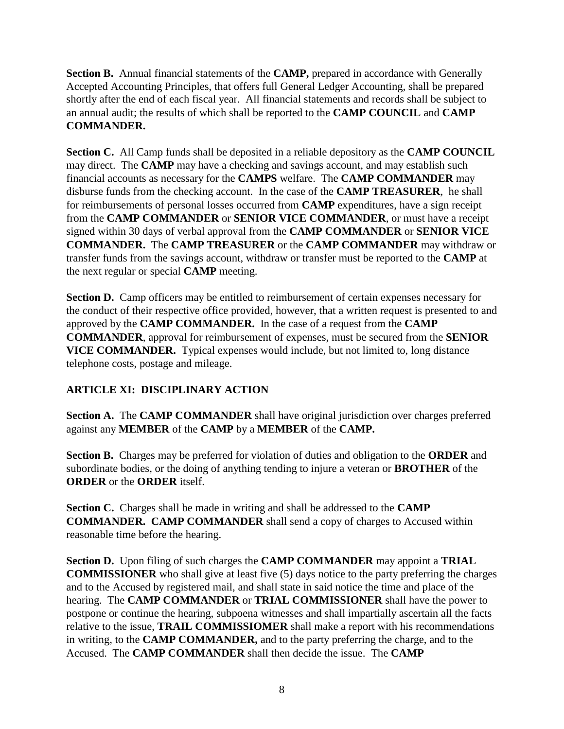**Section B.** Annual financial statements of the **CAMP,** prepared in accordance with Generally Accepted Accounting Principles, that offers full General Ledger Accounting, shall be prepared shortly after the end of each fiscal year. All financial statements and records shall be subject to an annual audit; the results of which shall be reported to the **CAMP COUNCIL** and **CAMP COMMANDER.**

**Section C.** All Camp funds shall be deposited in a reliable depository as the **CAMP COUNCIL** may direct. The **CAMP** may have a checking and savings account, and may establish such financial accounts as necessary for the **CAMPS** welfare. The **CAMP COMMANDER** may disburse funds from the checking account. In the case of the **CAMP TREASURER**, he shall for reimbursements of personal losses occurred from **CAMP** expenditures, have a sign receipt from the **CAMP COMMANDER** or **SENIOR VICE COMMANDER**, or must have a receipt signed within 30 days of verbal approval from the **CAMP COMMANDER** or **SENIOR VICE COMMANDER.** The **CAMP TREASURER** or the **CAMP COMMANDER** may withdraw or transfer funds from the savings account, withdraw or transfer must be reported to the **CAMP** at the next regular or special **CAMP** meeting.

**Section D.** Camp officers may be entitled to reimbursement of certain expenses necessary for the conduct of their respective office provided, however, that a written request is presented to and approved by the **CAMP COMMANDER.** In the case of a request from the **CAMP COMMANDER**, approval for reimbursement of expenses, must be secured from the **SENIOR VICE COMMANDER.** Typical expenses would include, but not limited to, long distance telephone costs, postage and mileage.

## ARTICLE XI: DISCIPLINARY ACTION

**Section A.** The **CAMP COMMANDER** shall have original jurisdiction over charges preferred against any **MEMBER** of the **CAMP** by a **MEMBER** of the **CAMP.**

**Section B.** Charges may be preferred for violation of duties and obligation to the **ORDER** and subordinate bodies, or the doing of anything tending to injure a veteran or **BROTHER** of the **ORDER** or the **ORDER** itself.

**Section C.** Charges shall be made in writing and shall be addressed to the **CAMP COMMANDER. CAMP COMMANDER** shall send a copy of charges to Accused within reasonable time before the hearing.

**Section D.** Upon filing of such charges the **CAMP COMMANDER** may appoint a **TRIAL COMMISSIONER** who shall give at least five (5) days notice to the party preferring the charges and to the Accused by registered mail, and shall state in said notice the time and place of the hearing. The **CAMP COMMANDER** or **TRIAL COMMISSIONER** shall have the power to postpone or continue the hearing, subpoena witnesses and shall impartially ascertain all the facts relative to the issue, **TRAIL COMMISSIOMER** shall make a report with his recommendations in writing, to the **CAMP COMMANDER,** and to the party preferring the charge, and to the Accused. The **CAMP COMMANDER** shall then decide the issue. The **CAMP**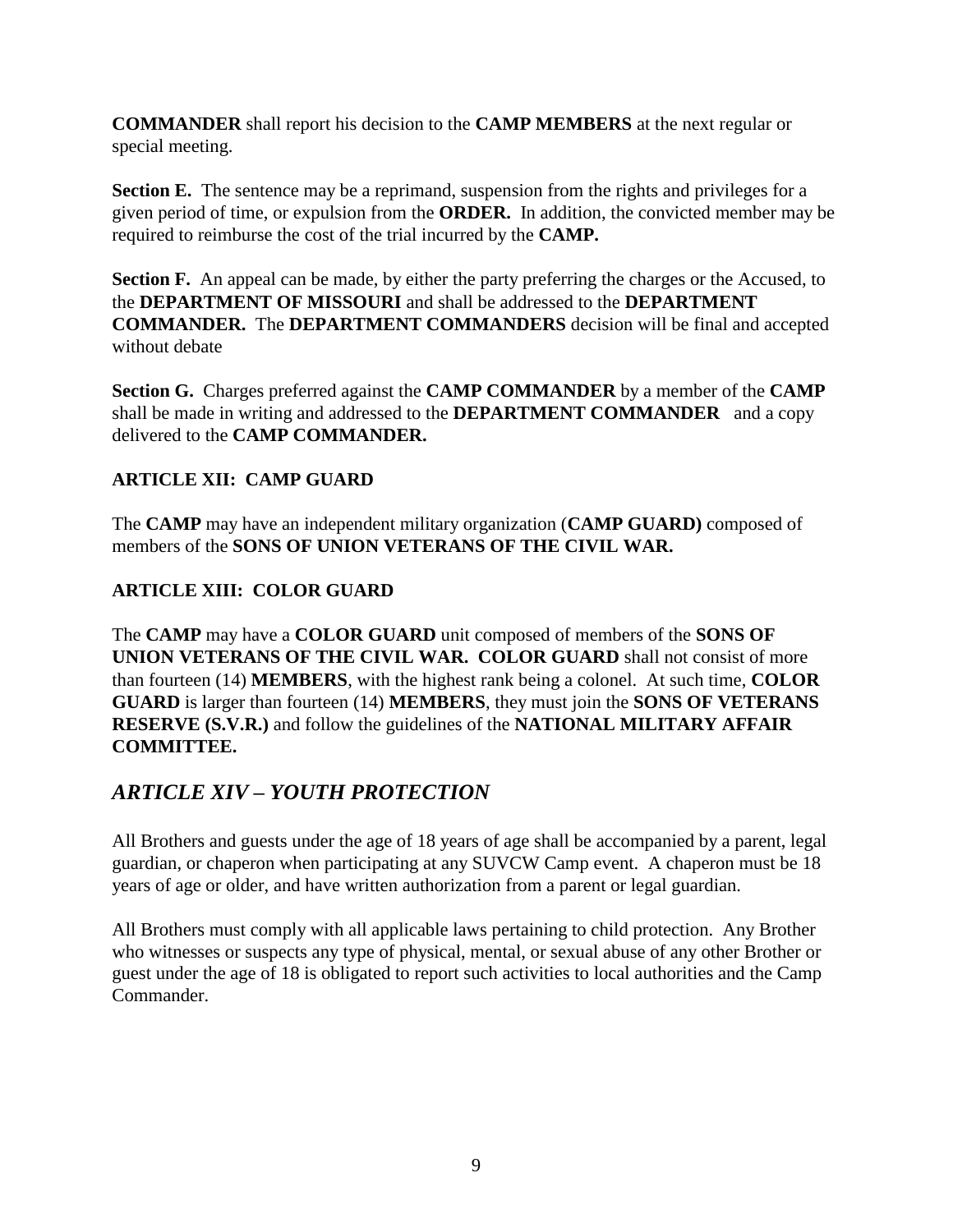**COMMANDER** shall report his decision to the **CAMP MEMBERS** at the next regular or special meeting.

**Section E.** The sentence may be a reprimand, suspension from the rights and privileges for a given period of time, or expulsion from the **ORDER.** In addition, the convicted member may be required to reimburse the cost of the trial incurred by the **CAMP.**

**Section F.** An appeal can be made, by either the party preferring the charges or the Accused, to the **DEPARTMENT OF MISSOURI** and shall be addressed to the **DEPARTMENT COMMANDER.** The **DEPARTMENT COMMANDERS** decision will be final and accepted without debate

**Section G.** Charges preferred against the **CAMP COMMANDER** by a member of the **CAMP** shall be made in writing and addressed to the **DEPARTMENT COMMANDER** and a copy delivered to the **CAMP COMMANDER.**

**ARTICLE XII: CAMP GUARD**

The **CAMP** may have an independent military organization (**CAMP GUARD)** composed of members of the **SONS OF UNION VETERANS OF THE CIVIL WAR.**

**ARTICLE XIII: COLOR GUARD**

The **CAMP** may have a **COLOR GUARD** unit composed of members of the **SONS OF UNION VETERANS OF THE CIVIL WAR. COLOR GUARD** shall not consist of more than fourteen (14) **MEMBERS**, with the highest rank being a colonel. At such time, **COLOR GUARD** is larger than fourteen (14) **MEMBERS**, they must join the **SONS OF VETERANS RESERVE (S.V.R.)** and follow the guidelines of the **NATIONAL MILITARY AFFAIR COMMITTEE.**

## *ARTICLE XIV – YOUTH PROTECTION*

All Brothers and guests under the age of 18 years of age shall be accompanied by a parent, legal guardian, or chaperon when participating at any SUVCW Camp event. A chaperon must be 18 years of age or older, and have written authorization from a parent or legal guardian.

All Brothers must comply with all applicable laws pertaining to child protection. Any Brother who witnesses or suspects any type of physical, mental, or sexual abuse of any other Brother or guest under the age of 18 is obligated to report such activities to local authorities and the Camp Commander.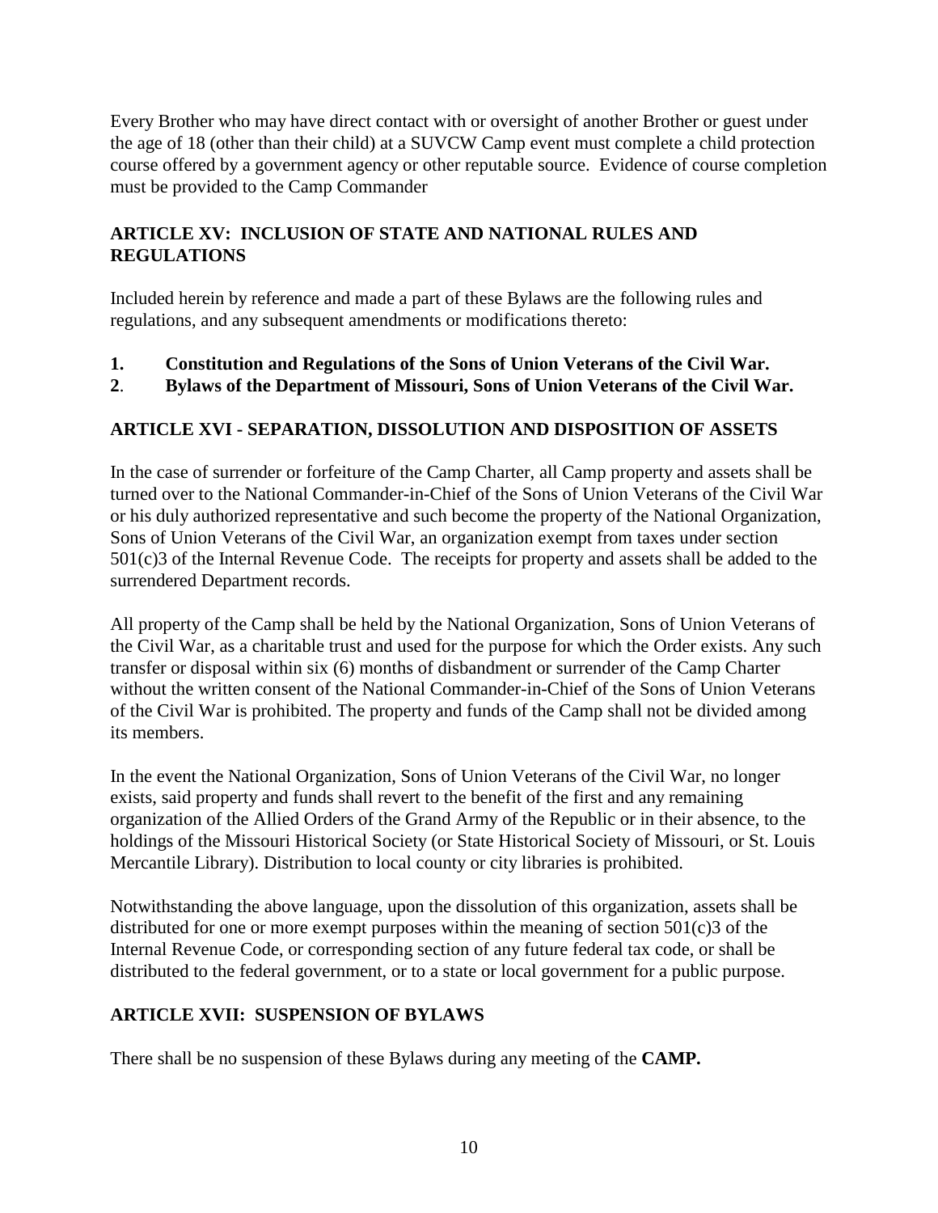Every Brother who may have direct contact with or oversight of another Brother or guest under the age of 18 (other than their child) at a SUVCW Camp event must complete a child protection course offered by a government agency or other reputable source. Evidence of course completion must be provided to the Camp Commander

## ARTICLE XV: INCLUSION OF STATE AND NATIONAL RULES AND REGULATIONS

Included herein by reference and made a part of these Bylaws are the following rules and regulations, and any subsequent amendments or modifications thereto:

1. **Constitution and Regulations of the Sons of Union Veterans of the Civil War.**
2. **Bylaws of the Department of Missouri, Sons of Union Veterans of the Civil War.**

## ARTICLE XVI - SEPARATION, DISSOLUTION AND DISPOSITION OF ASSETS

In the case of surrender or forfeiture of the Camp Charter, all Camp property and assets shall be turned over to the National Commander-in-Chief of the Sons of Union Veterans of the Civil War or his duly authorized representative and such become the property of the National Organization, Sons of Union Veterans of the Civil War, an organization exempt from taxes under section 501(c)3 of the Internal Revenue Code. The receipts for property and assets shall be added to the surrendered Department records.

All property of the Camp shall be held by the National Organization, Sons of Union Veterans of the Civil War, as a charitable trust and used for the purpose for which the Order exists. Any such transfer or disposal within six (6) months of disbandment or surrender of the Camp Charter without the written consent of the National Commander-in-Chief of the Sons of Union Veterans of the Civil War is prohibited. The property and funds of the Camp shall not be divided among its members.

In the event the National Organization, Sons of Union Veterans of the Civil War, no longer exists, said property and funds shall revert to the benefit of the first and any remaining organization of the Allied Orders of the Grand Army of the Republic or in their absence, to the holdings of the Missouri Historical Society (or State Historical Society of Missouri, or St. Louis Mercantile Library). Distribution to local county or city libraries is prohibited.

Notwithstanding the above language, upon the dissolution of this organization, assets shall be distributed for one or more exempt purposes within the meaning of section 501(c)3 of the Internal Revenue Code, or corresponding section of any future federal tax code, or shall be distributed to the federal government, or to a state or local government for a public purpose.

## ARTICLE XVII: SUSPENSION OF BYLAWS

There shall be no suspension of these Bylaws during any meeting of the **CAMP.**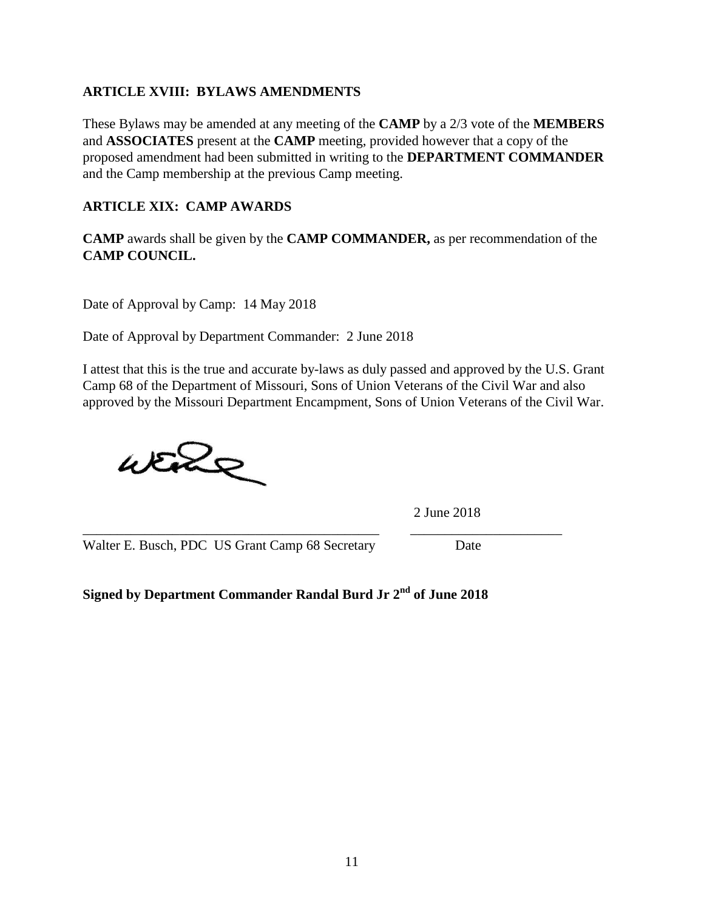**ARTICLE XVIII: BYLAWS AMENDMENTS**

These Bylaws may be amended at any meeting of the **CAMP** by a 2/3 vote of the **MEMBERS** and **ASSOCIATES** present at the **CAMP** meeting, provided however that a copy of the proposed amendment had been submitted in writing to the **DEPARTMENT COMMANDER** and the Camp membership at the previous Camp meeting.

**ARTICLE XIX: CAMP AWARDS**

**CAMP** awards shall be given by the **CAMP COMMANDER,** as per recommendation of the **CAMP COUNCIL.**

Date of Approval by Camp: 14 May 2018

Date of Approval by Department Commander: 2 June 2018

I attest that this is the true and accurate by-laws as duly passed and approved by the U.S. Grant Camp 68 of the Department of Missouri, Sons of Union Veterans of the Civil War and also approved by the Missouri Department Encampment, Sons of Union Veterans of the Civil War.

2 June 2018

_____________________________________________ ______________________

Walter E. Busch, PDC US Grant Camp 68 Secretary Date

**Signed by Department Commander Randal Burd Jr 2nd of June 2018**